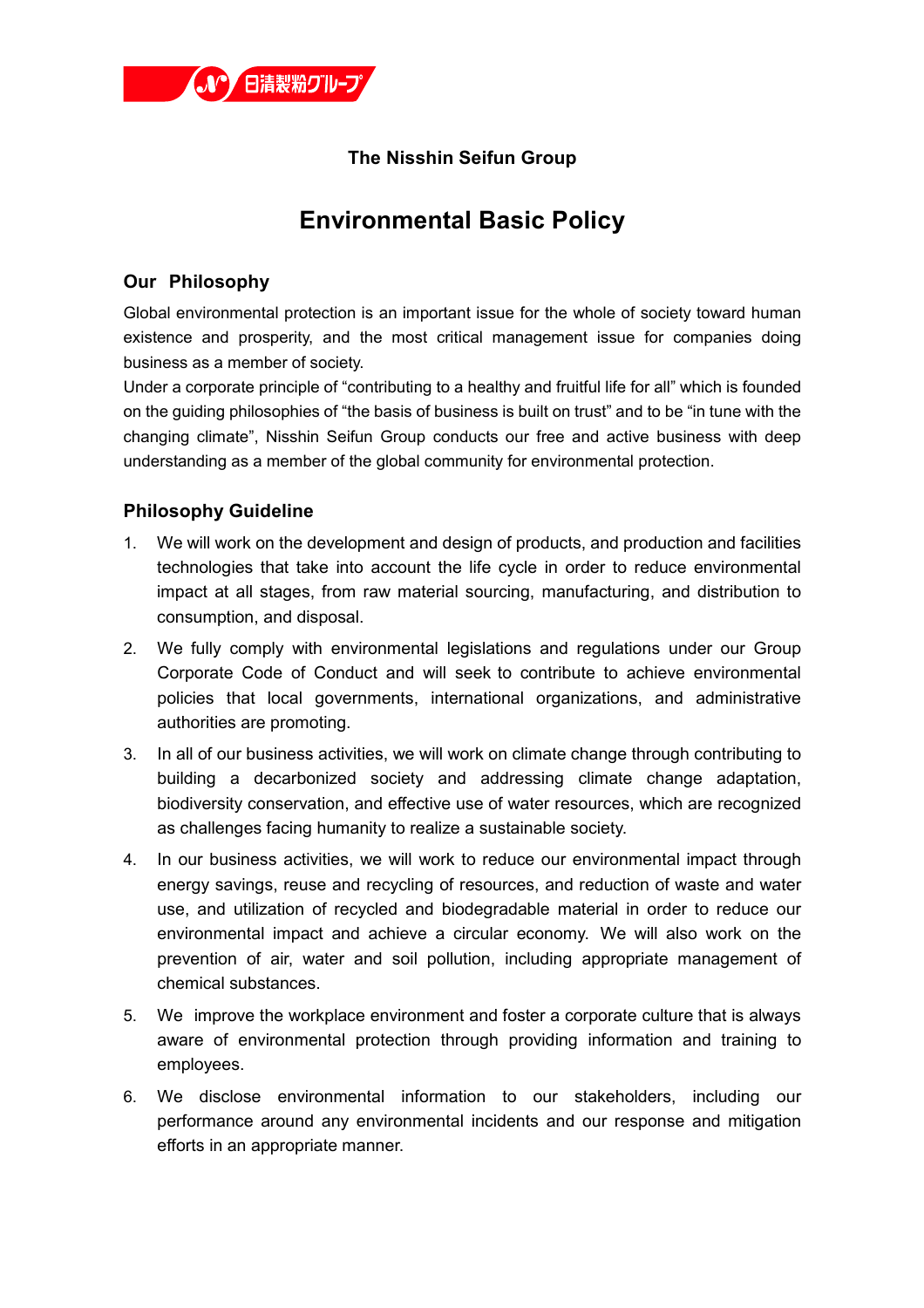日清製粉グループ

**The Nisshin Seifun Group**

# Environmental Basic Policy

## Our Philosophy

Global environmental protection is an important issue for the whole of society toward human existence and prosperity, and the most critical management issue for companies doing business as a member of society.

Under a corporate principle of “contributing to a healthy and fruitful life for all” which is founded on the guiding philosophies of “the basis of business is built on trust” and to be “in tune with the changing climate”, Nisshin Seifun Group conducts our free and active business with deep understanding as a member of the global community for environmental protection.

## Philosophy Guideline

1. We will work on the development and design of products, and production and facilities technologies that take into account the life cycle in order to reduce environmental impact at all stages, from raw material sourcing, manufacturing, and distribution to consumption, and disposal.
2. We fully comply with environmental legislations and regulations under our Group Corporate Code of Conduct and will seek to contribute to achieve environmental policies that local governments, international organizations, and administrative authorities are promoting.
3. In all of our business activities, we will work on climate change through contributing to building a decarbonized society and addressing climate change adaptation, biodiversity conservation, and effective use of water resources, which are recognized as challenges facing humanity to realize a sustainable society.
4. In our business activities, we will work to reduce our environmental impact through energy savings, reuse and recycling of resources, and reduction of waste and water use, and utilization of recycled and biodegradable material in order to reduce our environmental impact and achieve a circular economy. We will also work on the prevention of air, water and soil pollution, including appropriate management of chemical substances.
5. We improve the workplace environment and foster a corporate culture that is always aware of environmental protection through providing information and training to employees.
6. We disclose environmental information to our stakeholders, including our performance around any environmental incidents and our response and mitigation efforts in an appropriate manner.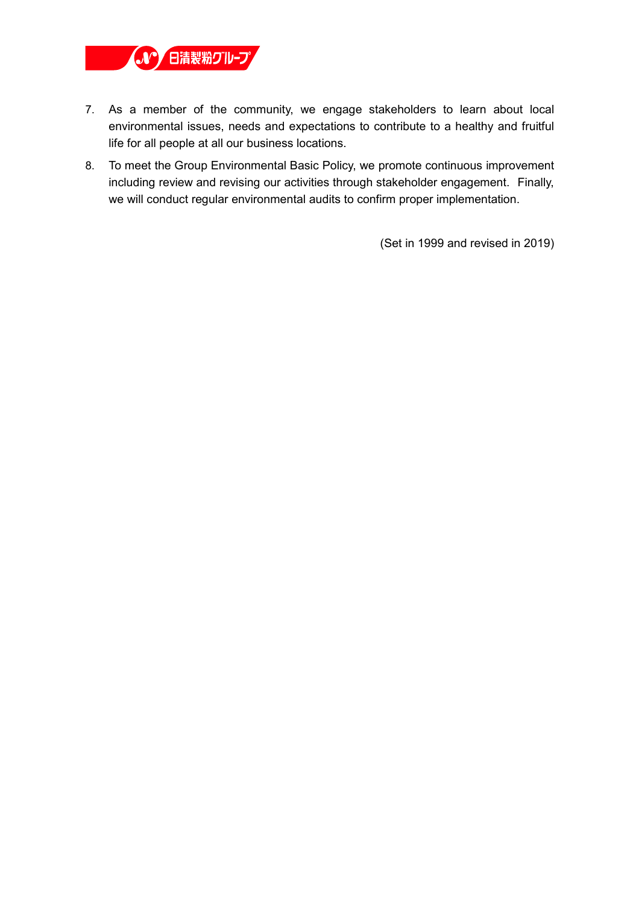7. As a member of the community, we engage stakeholders to learn about local environmental issues, needs and expectations to contribute to a healthy and fruitful life for all people at all our business locations.
8. To meet the Group Environmental Basic Policy, we promote continuous improvement including review and revising our activities through stakeholder engagement. Finally, we will conduct regular environmental audits to confirm proper implementation.

(Set in 1999 and revised in 2019)